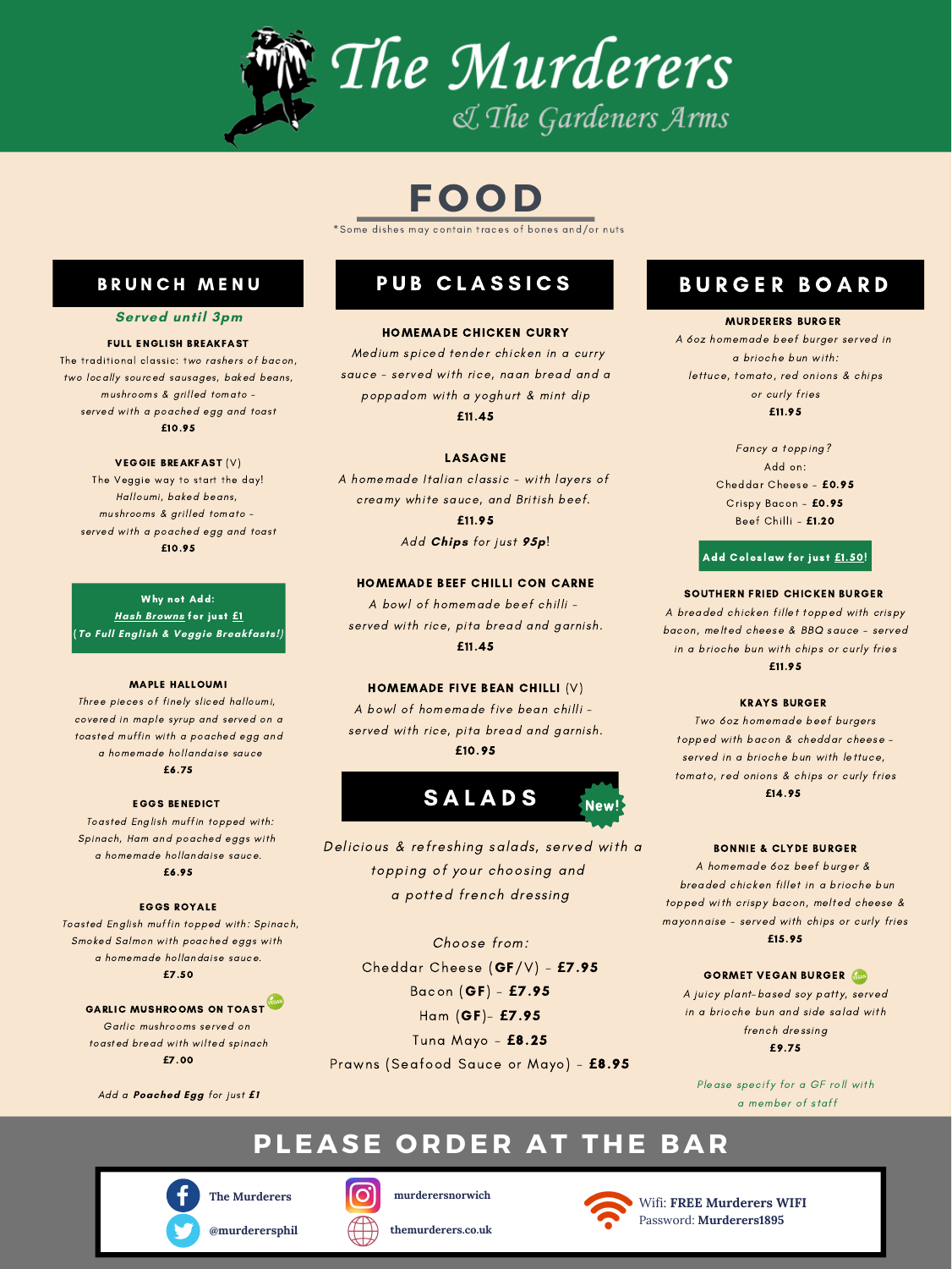# The Murderers
## & The Gardeners Arms

# FOOD

*Some dishes may contain traces of bones and/or nuts

## BRUNCH MENU

***Served until 3pm***

**FULL ENGLISH BREAKFAST**

The traditional classic: *two rashers of bacon, two locally sourced sausages, baked beans, mushrooms & grilled tomato - served with a poached egg and toast*

**£10.95**

**VEGGIE BREAKFAST** (V)

The Veggie way to start the day! *Halloumi, baked beans, mushrooms & grilled tomato - served with a poached egg and toast*

**£10.95**

**Why not Add:**
***Hash Browns*** **for just £1**
**(*To Full English & Veggie Breakfasts!*)**

**MAPLE HALLOUMI**

*Three pieces of finely sliced halloumi, covered in maple syrup and served on a toasted muffin with a poached egg and a homemade hollandaise sauce*

**£6.75**

**EGGS BENEDICT**

*Toasted English muffin topped with: Spinach, Ham and poached eggs with a homemade hollandaise sauce.*

**£6.95**

**EGGS ROYALE**

*Toasted English muffin topped with: Spinach, Smoked Salmon with poached eggs with a homemade hollandaise sauce.*

**£7.50**

**GARLIC MUSHROOMS ON TOAST** (Vegan)

*Garlic mushrooms served on toasted bread with wilted spinach*

**£7.00**

*Add a **Poached Egg** for just **£1***

## PUB CLASSICS

**HOMEMADE CHICKEN CURRY**

*Medium spiced tender chicken in a curry sauce - served with rice, naan bread and a poppadom with a yoghurt & mint dip*

**£11.45**

**LASAGNE**

*A homemade Italian classic - with layers of creamy white sauce, and British beef.*

**£11.95**

*Add **Chips** for just **95p**!*

**HOMEMADE BEEF CHILLI CON CARNE**

*A bowl of homemade beef chilli - served with rice, pita bread and garnish.*

**£11.45**

**HOMEMADE FIVE BEAN CHILLI** (V)

*A bowl of homemade five bean chilli - served with rice, pita bread and garnish.*

**£10.95**

## SALADS (New!)

*Delicious & refreshing salads, served with a topping of your choosing and a potted french dressing*

*Choose from:*

- Cheddar Cheese (**GF**/V) - **£7.95**
- Bacon (**GF**) - **£7.95**
- Ham (**GF**)- **£7.95**
- Tuna Mayo - **£8.25**
- Prawns (Seafood Sauce or Mayo) - **£8.95**

## BURGER BOARD

**MURDERERS BURGER**

*A 6oz homemade beef burger served in a brioche bun with: lettuce, tomato, red onions & chips or curly fries*

**£11.95**

*Fancy a topping?*

Add on:

- Cheddar Cheese - **£0.95**
- Crispy Bacon - **£0.95**
- Beef Chilli - **£1.20**

**Add Coleslaw for just £1.50!**

**SOUTHERN FRIED CHICKEN BURGER**

*A breaded chicken fillet topped with crispy bacon, melted cheese & BBQ sauce - served in a brioche bun with chips or curly fries*

**£11.95**

**KRAYS BURGER**

*Two 6oz homemade beef burgers topped with bacon & cheddar cheese - served in a brioche bun with lettuce, tomato, red onions & chips or curly fries*

**£14.95**

**BONNIE & CLYDE BURGER**

*A homemade 6oz beef burger & breaded chicken fillet in a brioche bun topped with crispy bacon, melted cheese & mayonnaise - served with chips or curly fries*

**£15.95**

**GORMET VEGAN BURGER** (Vegan)

*A juicy plant-based soy patty, served in a brioche bun and side salad with french dressing*

**£9.75**

*Please specify for a GF roll with a member of staff*

## PLEASE ORDER AT THE BAR

- Facebook: **The Murderers**
- Twitter: **@murderersphil**
- Instagram: **murderersnorwich**
- Web: **themurderers.co.uk**
- Wifi: **FREE Murderers WIFI**
  Password: **Murderers1895**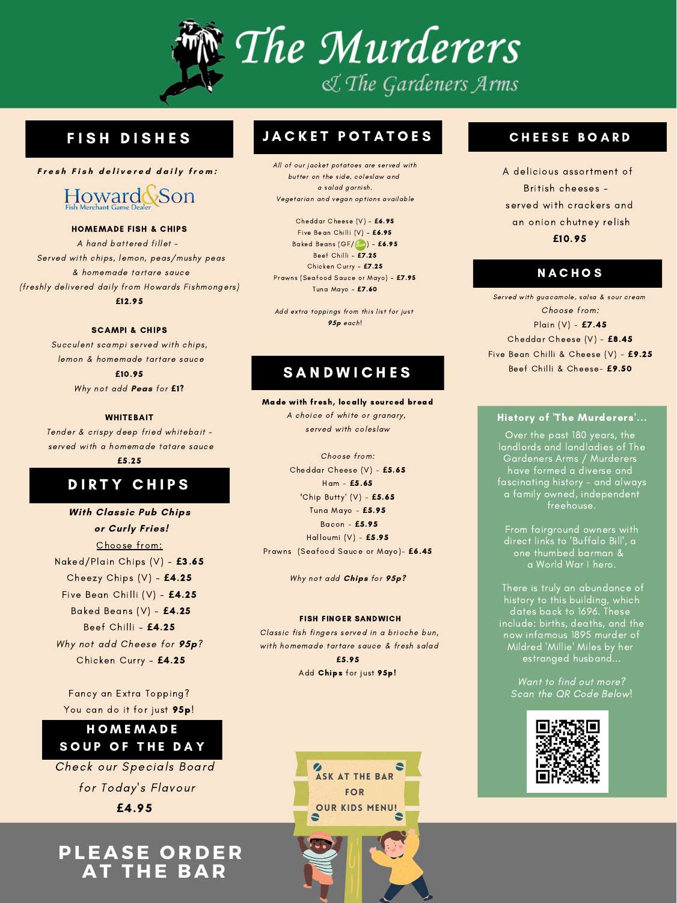# The Murderers
## & The Gardeners Arms

## FISH DISHES

***Fresh Fish delivered daily from:***

Howard&Son
Fish Merchant Game Dealer

**HOMEMADE FISH & CHIPS**

*A hand battered fillet - Served with chips, lemon, peas/mushy peas & homemade tartare sauce (freshly delivered daily from Howards Fishmongers)*

**£12.95**

**SCAMPI & CHIPS**

*Succulent scampi served with chips, lemon & homemade tartare sauce*

**£10.95**

*Why not add **Peas** for **£1**?*

**WHITEBAIT**

*Tender & crispy deep fried whitebait - served with a homemade tatare sauce*

**£5.25**

## DIRTY CHIPS

***With Classic Pub Chips or Curly Fries!***

Choose from:

Naked/Plain Chips (V) - **£3.65**
Cheezy Chips (V) - **£4.25**
Five Bean Chilli (V) - **£4.25**
Baked Beans (V) - **£4.25**
Beef Chilli - **£4.25**
*Why not add Cheese for **95p**?*
Chicken Curry - **£4.25**

Fancy an Extra Topping?
You can do it for just **95p**!

## HOMEMADE SOUP OF THE DAY

*Check our Specials Board for Today's Flavour*

**£4.95**

## JACKET POTATOES

*All of our jacket potatoes are served with butter on the side, coleslaw and a salad garnish. Vegetarian and vegan options available*

Cheddar Cheese (V) - **£6.95**
Five Bean Chilli (V) - **£6.95**
Baked Beans (GF/vegan) - **£6.95**
Beef Chilli - **£7.25**
Chicken Curry - **£7.25**
Prawns (Seafood Sauce or Mayo) - **£7.95**
Tuna Mayo - **£7.60**

*Add extra toppings from this list for just **95p** each!*

## SANDWICHES

**Made with fresh, locally sourced bread**

*A choice of white or granary, served with coleslaw*

*Choose from:*

Cheddar Cheese (V) - **£5.65**
Ham - **£5.65**
'Chip Butty' (V) - **£5.65**
Tuna Mayo - **£5.95**
Bacon - **£5.95**
Halloumi (V) - **£5.95**
Prawns (Seafood Sauce or Mayo)- **£6.45**

*Why not add **Chips** for **95p**?*

**FISH FINGER SANDWICH**

*Classic fish fingers served in a brioche bun, with homemade tartare sauce & fresh salad*

**£5.95**

Add **Chips** for just **95p!**

ASK AT THE BAR FOR OUR KIDS MENU!

## CHEESE BOARD

A delicious assortment of British cheeses - served with crackers and an onion chutney relish

**£10.95**

## NACHOS

*Served with guacamole, salsa & sour cream*

*Choose from:*

Plain (V) - **£7.45**
Cheddar Cheese (V) - **£8.45**
Five Bean Chilli & Cheese (V) - **£9.25**
Beef Chilli & Cheese- **£9.50**

**History of 'The Murderers'...**

Over the past 180 years, the landlords and landladies of The Gardeners Arms / Murderers have formed a diverse and fascinating history - and always a family owned, independent freehouse.

From fairground owners with direct links to 'Buffalo Bill', a one thumbed barman & a World War I hero.

There is truly an abundance of history to this building, which dates back to 1696. These include: births, deaths, and the now infamous 1895 murder of Mildred 'Millie' Miles by her estranged husband...

*Want to find out more? Scan the QR Code Below!*

# PLEASE ORDER AT THE BAR